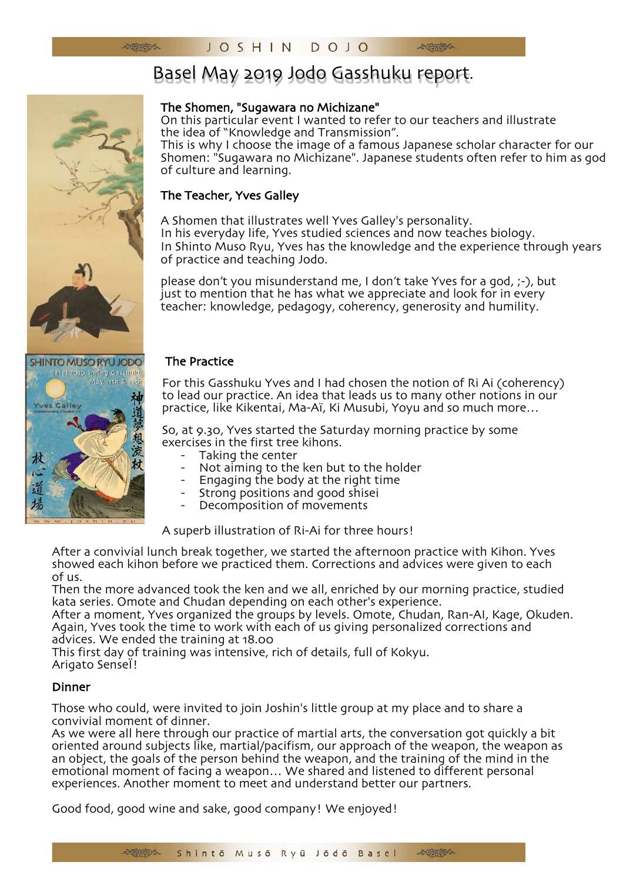# Basel May 2019 Jodo Gasshuku report.

### The Shomen, "Sugawara no Michizane"

On this particular event I wanted to refer to our teachers and illustrate the idea of "Knowledge and Transmission".
This is why I choose the image of a famous Japanese scholar character for our Shomen: "Sugawara no Michizane". Japanese students often refer to him as god of culture and learning.

### The Teacher, Yves Galley

A Shomen that illustrates well Yves Galley's personality.
In his everyday life, Yves studied sciences and now teaches biology.
In Shinto Muso Ryu, Yves has the knowledge and the experience through years of practice and teaching Jodo.

please don't you misunderstand me, I don't take Yves for a god, ;-), but just to mention that he has what we appreciate and look for in every teacher: knowledge, pedagogy, coherency, generosity and humility.

### The Practice

For this Gasshuku Yves and I had chosen the notion of Ri Ai (coherency) to lead our practice. An idea that leads us to many other notions in our practice, like Kikentai, Ma-Aï, Ki Musubi, Yoyu and so much more…

So, at 9.30, Yves started the Saturday morning practice by some exercises in the first tree kihons.

- Taking the center
- Not aiming to the ken but to the holder
- Engaging the body at the right time
- Strong positions and good shisei
- Decomposition of movements

A superb illustration of Ri-Ai for three hours!

After a convivial lunch break together, we started the afternoon practice with Kihon. Yves showed each kihon before we practiced them. Corrections and advices were given to each of us.
Then the more advanced took the ken and we all, enriched by our morning practice, studied kata series. Omote and Chudan depending on each other's experience.
After a moment, Yves organized the groups by levels. Omote, Chudan, Ran-AI, Kage, Okuden.
Again, Yves took the time to work with each of us giving personalized corrections and advices. We ended the training at 18.00
This first day of training was intensive, rich of details, full of Kokyu.
Arigato Senseï!

### Dinner

Those who could, were invited to join Joshin's little group at my place and to share a convivial moment of dinner.
As we were all here through our practice of martial arts, the conversation got quickly a bit oriented around subjects like, martial/pacifism, our approach of the weapon, the weapon as an object, the goals of the person behind the weapon, and the training of the mind in the emotional moment of facing a weapon… We shared and listened to different personal experiences. Another moment to meet and understand better our partners.

Good food, good wine and sake, good company! We enjoyed!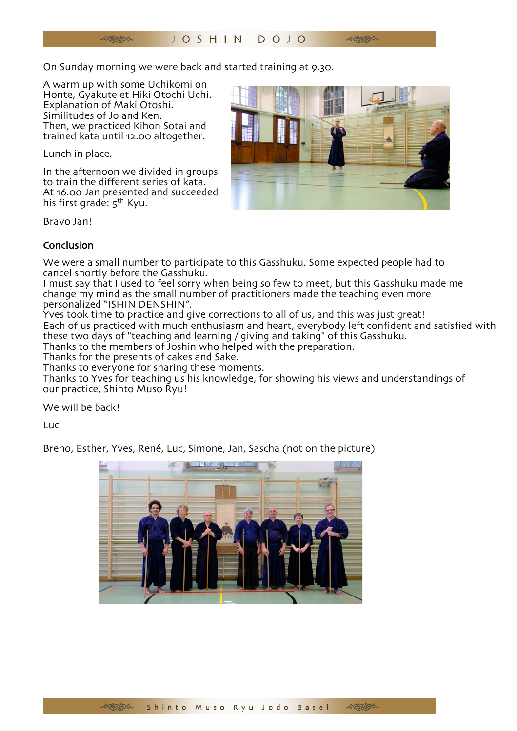On Sunday morning we were back and started training at 9.30.

A warm up with some Uchikomi on Honte, Gyakute et Hiki Otochi Uchi.
Explanation of Maki Otoshi.
Similitudes of Jo and Ken.
Then, we practiced Kihon Sotai and trained kata until 12.00 altogether.

Lunch in place.

In the afternoon we divided in groups to train the different series of kata.
At 16.00 Jan presented and succeeded his first grade: 5th Kyu.

Bravo Jan!

## Conclusion

We were a small number to participate to this Gasshuku. Some expected people had to cancel shortly before the Gasshuku.
I must say that I used to feel sorry when being so few to meet, but this Gasshuku made me change my mind as the small number of practitioners made the teaching even more personalized "ISHIN DENSHIN".
Yves took time to practice and give corrections to all of us, and this was just great!
Each of us practiced with much enthusiasm and heart, everybody left confident and satisfied with these two days of "teaching and learning / giving and taking" of this Gasshuku.
Thanks to the members of Joshin who helped with the preparation.
Thanks for the presents of cakes and Sake.
Thanks to everyone for sharing these moments.
Thanks to Yves for teaching us his knowledge, for showing his views and understandings of our practice, Shinto Muso Ryu!

We will be back!

Luc

Breno, Esther, Yves, René, Luc, Simone, Jan, Sascha (not on the picture)